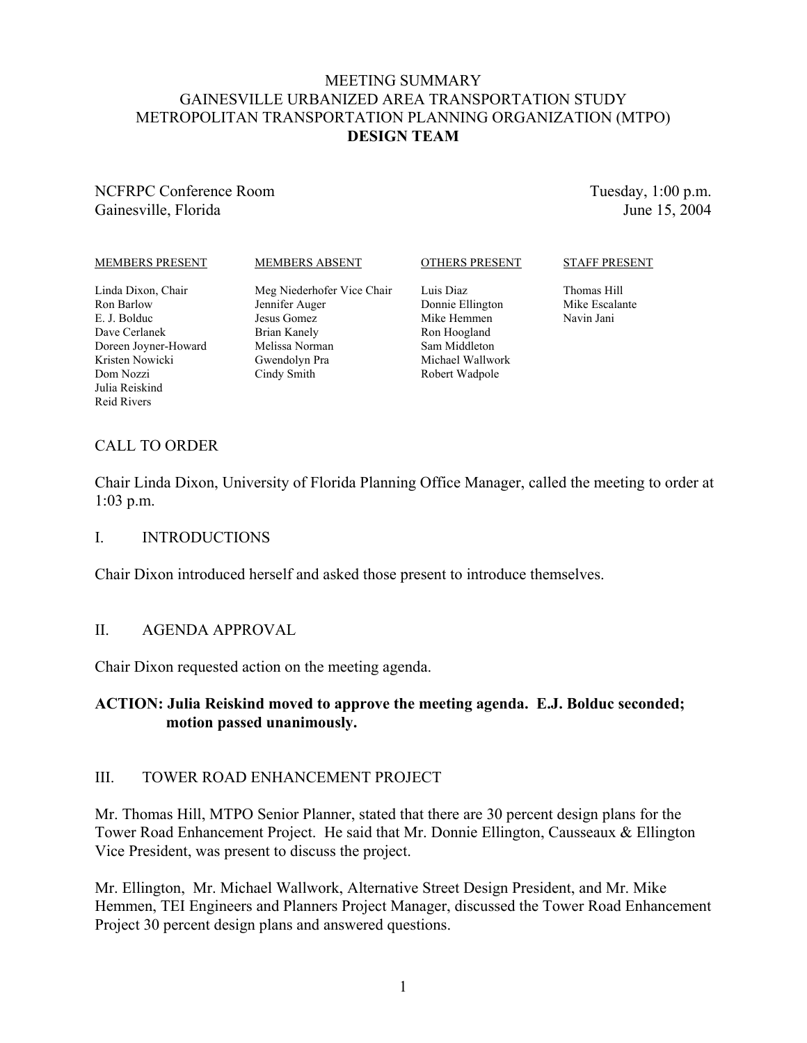# MEETING SUMMARY
# GAINESVILLE URBANIZED AREA TRANSPORTATION STUDY
# METROPOLITAN TRANSPORTATION PLANNING ORGANIZATION (MTPO)
# DESIGN TEAM

NCFRPC Conference Room
Gainesville, Florida

Tuesday, 1:00 p.m.
June 15, 2004

| MEMBERS PRESENT | MEMBERS ABSENT | OTHERS PRESENT | STAFF PRESENT |
|---|---|---|---|
| Linda Dixon, Chair | Meg Niederhofer Vice Chair | Luis Diaz | Thomas Hill |
| Ron Barlow | Jennifer Auger | Donnie Ellington | Mike Escalante |
| E. J. Bolduc | Jesus Gomez | Mike Hemmen | Navin Jani |
| Dave Cerlanek | Brian Kanely | Ron Hoogland | |
| Doreen Joyner-Howard | Melissa Norman | Sam Middleton | |
| Kristen Nowicki | Gwendolyn Pra | Michael Wallwork | |
| Dom Nozzi | Cindy Smith | Robert Wadpole | |
| Julia Reiskind | | | |
| Reid Rivers | | | |

## CALL TO ORDER

Chair Linda Dixon, University of Florida Planning Office Manager, called the meeting to order at 1:03 p.m.

## I. INTRODUCTIONS

Chair Dixon introduced herself and asked those present to introduce themselves.

## II. AGENDA APPROVAL

Chair Dixon requested action on the meeting agenda.

**ACTION: Julia Reiskind moved to approve the meeting agenda. E.J. Bolduc seconded; motion passed unanimously.**

## III. TOWER ROAD ENHANCEMENT PROJECT

Mr. Thomas Hill, MTPO Senior Planner, stated that there are 30 percent design plans for the Tower Road Enhancement Project. He said that Mr. Donnie Ellington, Causseaux & Ellington Vice President, was present to discuss the project.

Mr. Ellington, Mr. Michael Wallwork, Alternative Street Design President, and Mr. Mike Hemmen, TEI Engineers and Planners Project Manager, discussed the Tower Road Enhancement Project 30 percent design plans and answered questions.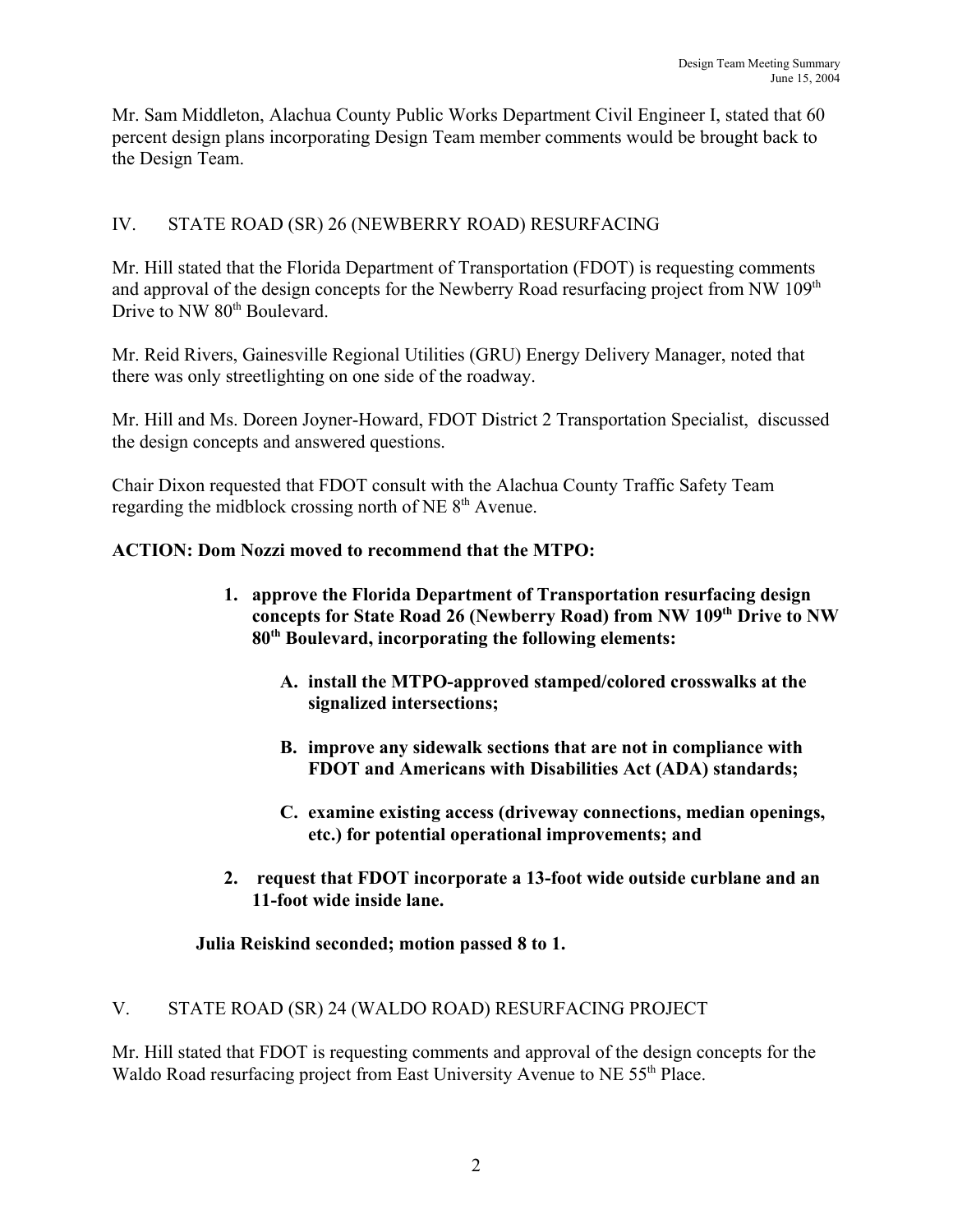Mr. Sam Middleton, Alachua County Public Works Department Civil Engineer I, stated that 60 percent design plans incorporating Design Team member comments would be brought back to the Design Team.

## IV. STATE ROAD (SR) 26 (NEWBERRY ROAD) RESURFACING

Mr. Hill stated that the Florida Department of Transportation (FDOT) is requesting comments and approval of the design concepts for the Newberry Road resurfacing project from NW 109th Drive to NW 80th Boulevard.

Mr. Reid Rivers, Gainesville Regional Utilities (GRU) Energy Delivery Manager, noted that there was only streetlighting on one side of the roadway.

Mr. Hill and Ms. Doreen Joyner-Howard, FDOT District 2 Transportation Specialist, discussed the design concepts and answered questions.

Chair Dixon requested that FDOT consult with the Alachua County Traffic Safety Team regarding the midblock crossing north of NE 8th Avenue.

**ACTION: Dom Nozzi moved to recommend that the MTPO:**

1. **approve the Florida Department of Transportation resurfacing design concepts for State Road 26 (Newberry Road) from NW 109th Drive to NW 80th Boulevard, incorporating the following elements:**

    A. **install the MTPO-approved stamped/colored crosswalks at the signalized intersections;**

    B. **improve any sidewalk sections that are not in compliance with FDOT and Americans with Disabilities Act (ADA) standards;**

    C. **examine existing access (driveway connections, median openings, etc.) for potential operational improvements; and**

2. **request that FDOT incorporate a 13-foot wide outside curblane and an 11-foot wide inside lane.**

**Julia Reiskind seconded; motion passed 8 to 1.**

## V. STATE ROAD (SR) 24 (WALDO ROAD) RESURFACING PROJECT

Mr. Hill stated that FDOT is requesting comments and approval of the design concepts for the Waldo Road resurfacing project from East University Avenue to NE 55th Place.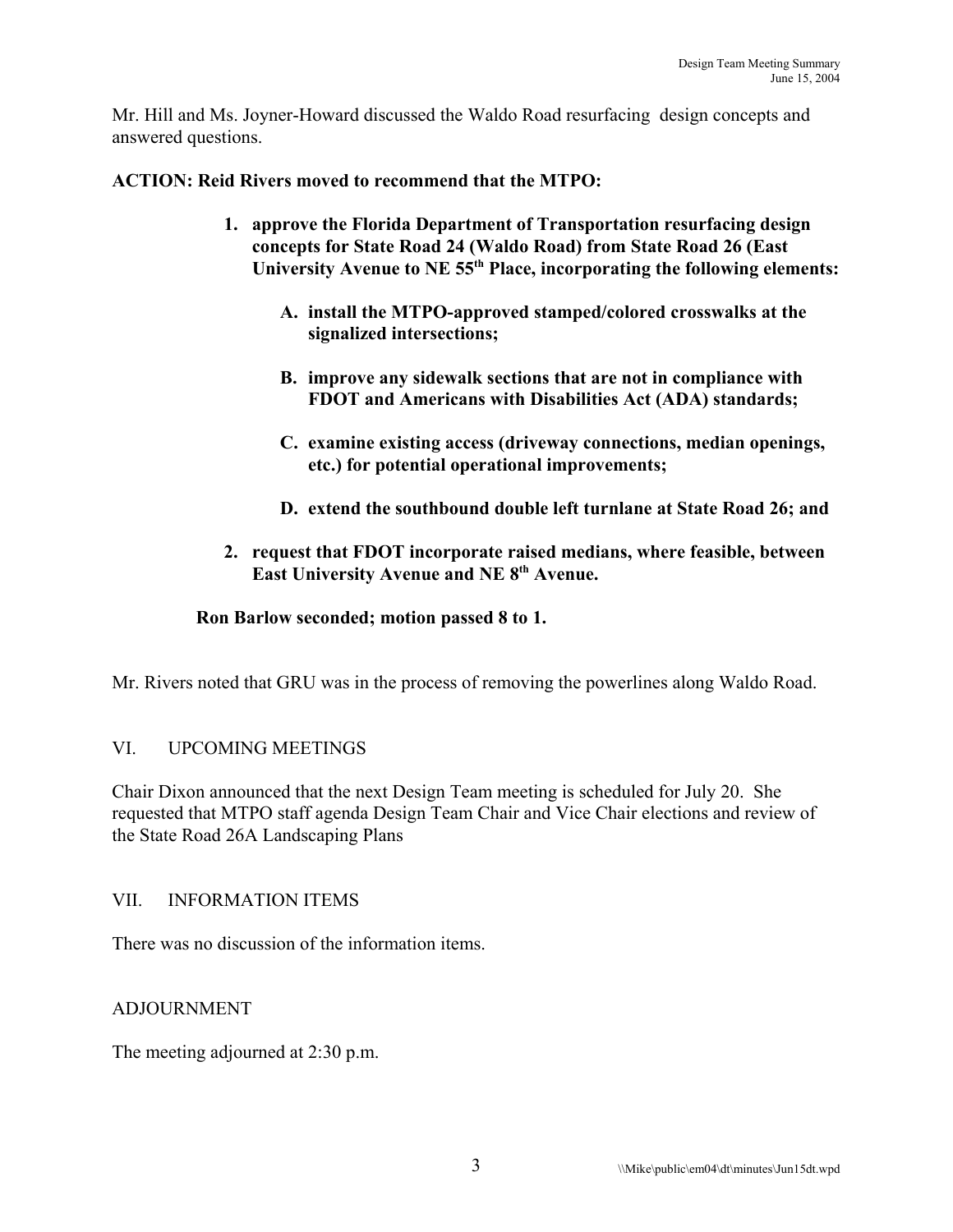Mr. Hill and Ms. Joyner-Howard discussed the Waldo Road resurfacing  design concepts and answered questions.

**ACTION: Reid Rivers moved to recommend that the MTPO:**

1. **approve the Florida Department of Transportation resurfacing design concepts for State Road 24 (Waldo Road) from State Road 26 (East University Avenue to NE 55th Place, incorporating the following elements:**

    A. **install the MTPO-approved stamped/colored crosswalks at the signalized intersections;**

    B. **improve any sidewalk sections that are not in compliance with FDOT and Americans with Disabilities Act (ADA) standards;**

    C. **examine existing access (driveway connections, median openings, etc.) for potential operational improvements;**

    D. **extend the southbound double left turnlane at State Road 26; and**

2. **request that FDOT incorporate raised medians, where feasible, between East University Avenue and NE 8th Avenue.**

**Ron Barlow seconded; motion passed 8 to 1.**

Mr. Rivers noted that GRU was in the process of removing the powerlines along Waldo Road.

## VI. UPCOMING MEETINGS

Chair Dixon announced that the next Design Team meeting is scheduled for July 20. She requested that MTPO staff agenda Design Team Chair and Vice Chair elections and review of the State Road 26A Landscaping Plans

## VII. INFORMATION ITEMS

There was no discussion of the information items.

## ADJOURNMENT

The meeting adjourned at 2:30 p.m.